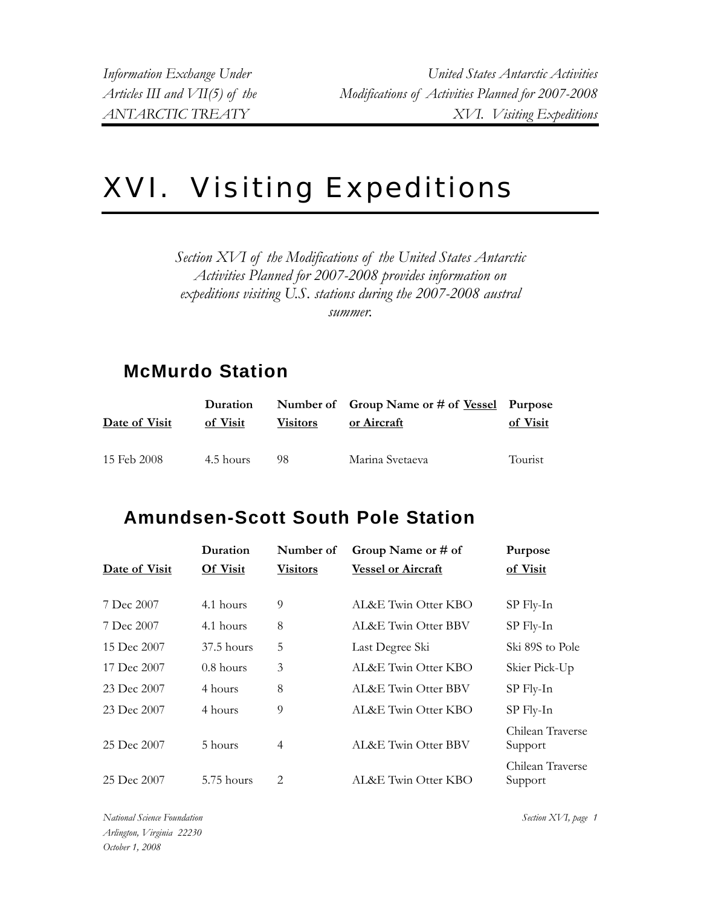# XVI. Visiting Expeditions

*Section XVI of the Modifications of the United States Antarctic Activities Planned for 2007-2008 provides information on expeditions visiting U.S. stations during the 2007-2008 austral summer.*

## McMurdo Station

| Date of Visit | Duration of Visit | Number of Visitors | Group Name or # of Vessel or Aircraft | Purpose of Visit |
| --- | --- | --- | --- | --- |
| 15 Feb 2008 | 4.5 hours | 98 | Marina Svetaeva | Tourist |

## Amundsen-Scott South Pole Station

| Date of Visit | Duration Of Visit | Number of Visitors | Group Name or # of Vessel or Aircraft | Purpose of Visit |
| --- | --- | --- | --- | --- |
| 7 Dec 2007 | 4.1 hours | 9 | AL&E Twin Otter KBO | SP Fly-In |
| 7 Dec 2007 | 4.1 hours | 8 | AL&E Twin Otter BBV | SP Fly-In |
| 15 Dec 2007 | 37.5 hours | 5 | Last Degree Ski | Ski 89S to Pole |
| 17 Dec 2007 | 0.8 hours | 3 | AL&E Twin Otter KBO | Skier Pick-Up |
| 23 Dec 2007 | 4 hours | 8 | AL&E Twin Otter BBV | SP Fly-In |
| 23 Dec 2007 | 4 hours | 9 | AL&E Twin Otter KBO | SP Fly-In |
| 25 Dec 2007 | 5 hours | 4 | AL&E Twin Otter BBV | Chilean Traverse Support |
| 25 Dec 2007 | 5.75 hours | 2 | AL&E Twin Otter KBO | Chilean Traverse Support |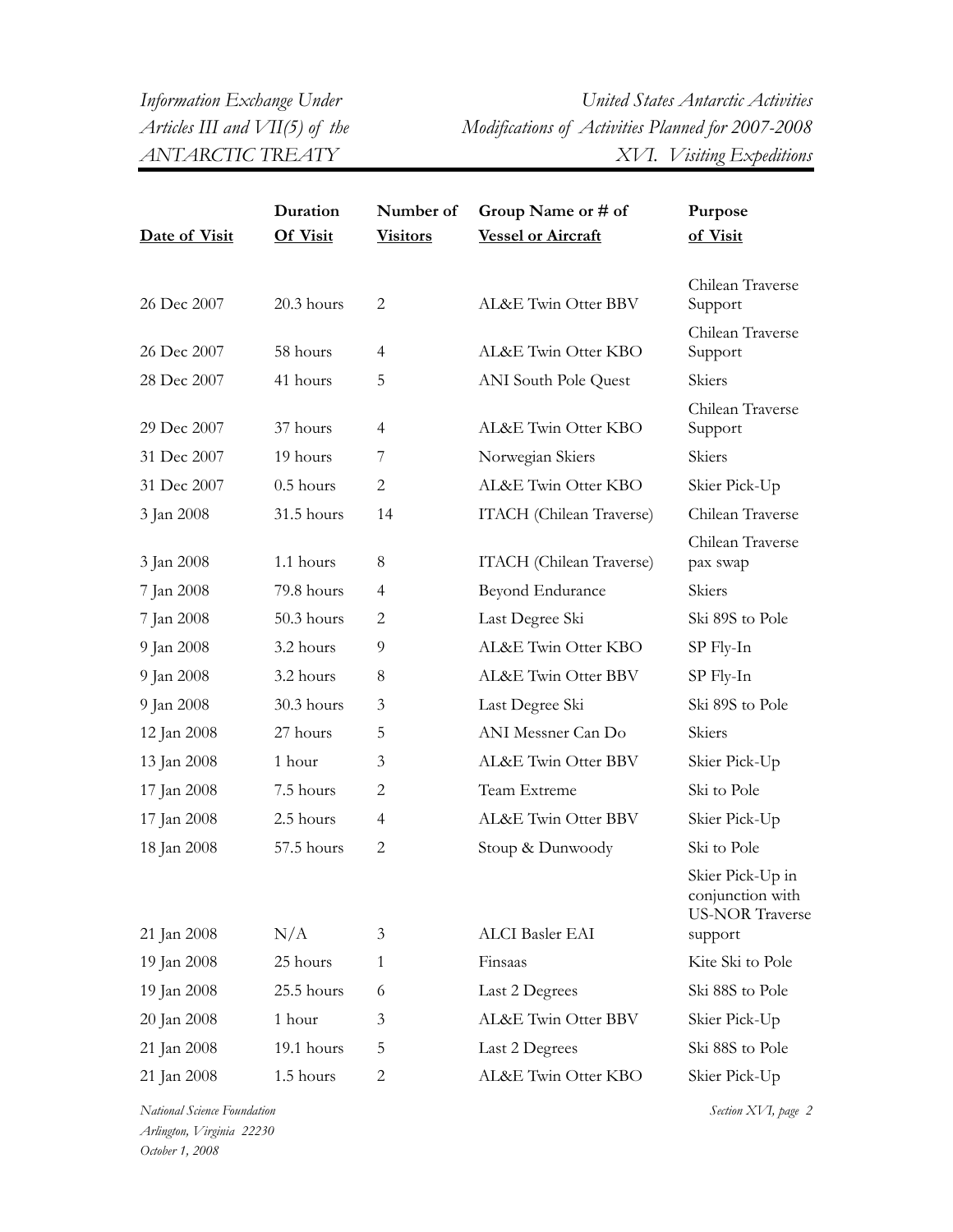| Date of Visit | Duration Of Visit | Number of Visitors | Group Name or # of Vessel or Aircraft | Purpose of Visit |
|---|---|---|---|---|
| 26 Dec 2007 | 20.3 hours | 2 | AL&E Twin Otter BBV | Chilean Traverse Support |
| 26 Dec 2007 | 58 hours | 4 | AL&E Twin Otter KBO | Chilean Traverse Support |
| 28 Dec 2007 | 41 hours | 5 | ANI South Pole Quest | Skiers |
| 29 Dec 2007 | 37 hours | 4 | AL&E Twin Otter KBO | Chilean Traverse Support |
| 31 Dec 2007 | 19 hours | 7 | Norwegian Skiers | Skiers |
| 31 Dec 2007 | 0.5 hours | 2 | AL&E Twin Otter KBO | Skier Pick-Up |
| 3 Jan 2008 | 31.5 hours | 14 | ITACH (Chilean Traverse) | Chilean Traverse |
| 3 Jan 2008 | 1.1 hours | 8 | ITACH (Chilean Traverse) | Chilean Traverse pax swap |
| 7 Jan 2008 | 79.8 hours | 4 | Beyond Endurance | Skiers |
| 7 Jan 2008 | 50.3 hours | 2 | Last Degree Ski | Ski 89S to Pole |
| 9 Jan 2008 | 3.2 hours | 9 | AL&E Twin Otter KBO | SP Fly-In |
| 9 Jan 2008 | 3.2 hours | 8 | AL&E Twin Otter BBV | SP Fly-In |
| 9 Jan 2008 | 30.3 hours | 3 | Last Degree Ski | Ski 89S to Pole |
| 12 Jan 2008 | 27 hours | 5 | ANI Messner Can Do | Skiers |
| 13 Jan 2008 | 1 hour | 3 | AL&E Twin Otter BBV | Skier Pick-Up |
| 17 Jan 2008 | 7.5 hours | 2 | Team Extreme | Ski to Pole |
| 17 Jan 2008 | 2.5 hours | 4 | AL&E Twin Otter BBV | Skier Pick-Up |
| 18 Jan 2008 | 57.5 hours | 2 | Stoup & Dunwoody | Ski to Pole |
| 21 Jan 2008 | N/A | 3 | ALCI Basler EAI | Skier Pick-Up in conjunction with US-NOR Traverse support |
| 19 Jan 2008 | 25 hours | 1 | Finsaas | Kite Ski to Pole |
| 19 Jan 2008 | 25.5 hours | 6 | Last 2 Degrees | Ski 88S to Pole |
| 20 Jan 2008 | 1 hour | 3 | AL&E Twin Otter BBV | Skier Pick-Up |
| 21 Jan 2008 | 19.1 hours | 5 | Last 2 Degrees | Ski 88S to Pole |
| 21 Jan 2008 | 1.5 hours | 2 | AL&E Twin Otter KBO | Skier Pick-Up |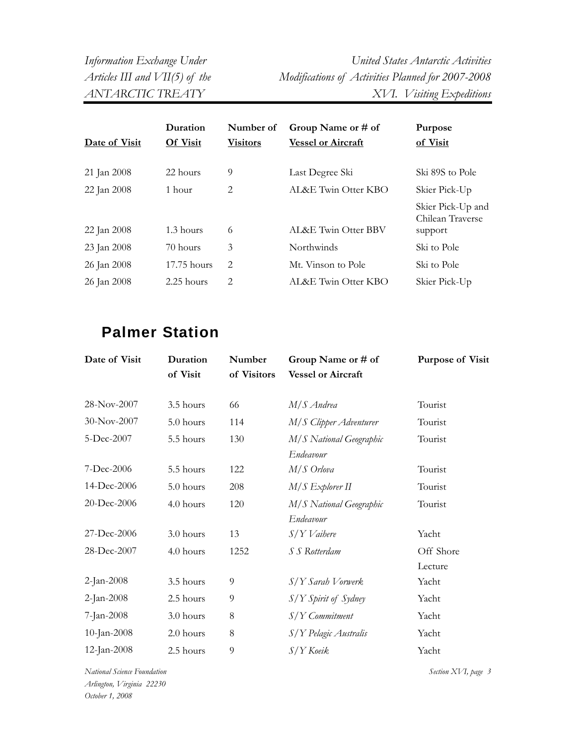| Date of Visit | Duration Of Visit | Number of Visitors | Group Name or # of Vessel or Aircraft | Purpose of Visit |
|---|---|---|---|---|
| 21 Jan 2008 | 22 hours | 9 | Last Degree Ski | Ski 89S to Pole |
| 22 Jan 2008 | 1 hour | 2 | AL&E Twin Otter KBO | Skier Pick-Up |
| 22 Jan 2008 | 1.3 hours | 6 | AL&E Twin Otter BBV | Skier Pick-Up and Chilean Traverse support |
| 23 Jan 2008 | 70 hours | 3 | Northwinds | Ski to Pole |
| 26 Jan 2008 | 17.75 hours | 2 | Mt. Vinson to Pole | Ski to Pole |
| 26 Jan 2008 | 2.25 hours | 2 | AL&E Twin Otter KBO | Skier Pick-Up |

## Palmer Station

| Date of Visit | Duration of Visit | Number of Visitors | Group Name or # of Vessel or Aircraft | Purpose of Visit |
|---|---|---|---|---|
| 28-Nov-2007 | 3.5 hours | 66 | *M/S Andrea* | Tourist |
| 30-Nov-2007 | 5.0 hours | 114 | *M/S Clipper Adventurer* | Tourist |
| 5-Dec-2007 | 5.5 hours | 130 | *M/S National Geographic Endeavour* | Tourist |
| 7-Dec-2006 | 5.5 hours | 122 | *M/S Orlova* | Tourist |
| 14-Dec-2006 | 5.0 hours | 208 | *M/S Explorer II* | Tourist |
| 20-Dec-2006 | 4.0 hours | 120 | *M/S National Geographic Endeavour* | Tourist |
| 27-Dec-2006 | 3.0 hours | 13 | *S/Y Vaihere* | Yacht |
| 28-Dec-2007 | 4.0 hours | 1252 | *S S Rotterdam* | Off Shore Lecture |
| 2-Jan-2008 | 3.5 hours | 9 | *S/Y Sarah Vorwerk* | Yacht |
| 2-Jan-2008 | 2.5 hours | 9 | *S/Y Spirit of Sydney* | Yacht |
| 7-Jan-2008 | 3.0 hours | 8 | *S/Y Commitment* | Yacht |
| 10-Jan-2008 | 2.0 hours | 8 | *S/Y Pelagic Australis* | Yacht |
| 12-Jan-2008 | 2.5 hours | 9 | *S/Y Koeik* | Yacht |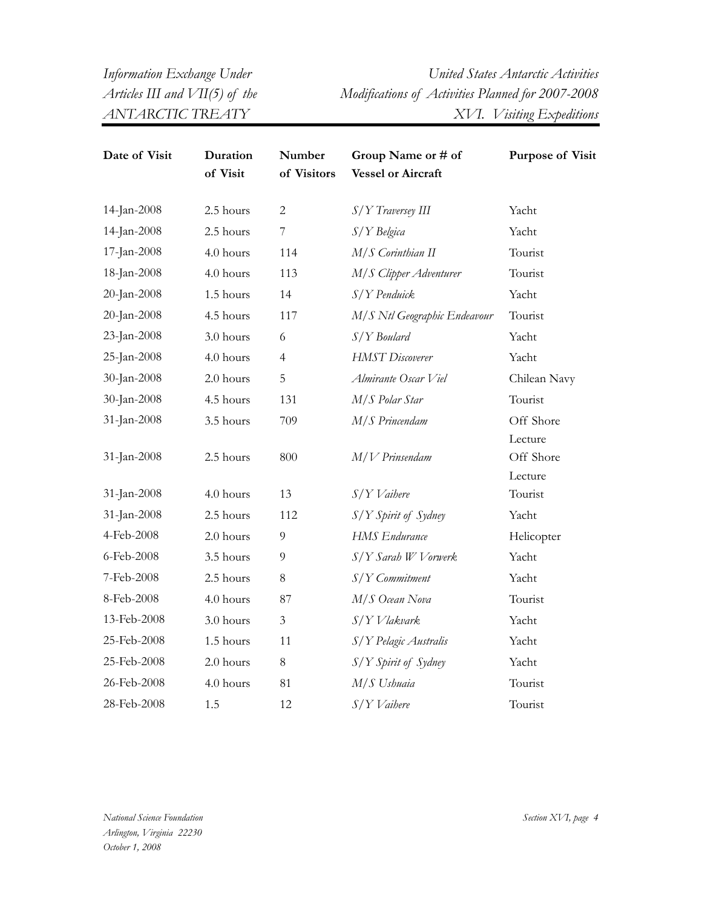| Date of Visit | Duration of Visit | Number of Visitors | Group Name or # of Vessel or Aircraft | Purpose of Visit |
|---|---|---|---|---|
| 14-Jan-2008 | 2.5 hours | 2 | *S/Y Traversey III* | Yacht |
| 14-Jan-2008 | 2.5 hours | 7 | *S/Y Belgica* | Yacht |
| 17-Jan-2008 | 4.0 hours | 114 | *M/S Corinthian II* | Tourist |
| 18-Jan-2008 | 4.0 hours | 113 | *M/S Clipper Adventurer* | Tourist |
| 20-Jan-2008 | 1.5 hours | 14 | *S/Y Penduick* | Yacht |
| 20-Jan-2008 | 4.5 hours | 117 | *M/S Ntl Geographic Endeavour* | Tourist |
| 23-Jan-2008 | 3.0 hours | 6 | *S/Y Boulard* | Yacht |
| 25-Jan-2008 | 4.0 hours | 4 | *HMST Discoverer* | Yacht |
| 30-Jan-2008 | 2.0 hours | 5 | *Almirante Oscar Viel* | Chilean Navy |
| 30-Jan-2008 | 4.5 hours | 131 | *M/S Polar Star* | Tourist |
| 31-Jan-2008 | 3.5 hours | 709 | *M/S Princendam* | Off Shore Lecture |
| 31-Jan-2008 | 2.5 hours | 800 | *M/V Prinsendam* | Off Shore Lecture |
| 31-Jan-2008 | 4.0 hours | 13 | *S/Y Vaihere* | Tourist |
| 31-Jan-2008 | 2.5 hours | 112 | *S/Y Spirit of Sydney* | Yacht |
| 4-Feb-2008 | 2.0 hours | 9 | *HMS Endurance* | Helicopter |
| 6-Feb-2008 | 3.5 hours | 9 | *S/Y Sarah W Vorwerk* | Yacht |
| 7-Feb-2008 | 2.5 hours | 8 | *S/Y Commitment* | Yacht |
| 8-Feb-2008 | 4.0 hours | 87 | *M/S Ocean Nova* | Tourist |
| 13-Feb-2008 | 3.0 hours | 3 | *S/Y Vlakvark* | Yacht |
| 25-Feb-2008 | 1.5 hours | 11 | *S/Y Pelagic Australis* | Yacht |
| 25-Feb-2008 | 2.0 hours | 8 | *S/Y Spirit of Sydney* | Yacht |
| 26-Feb-2008 | 4.0 hours | 81 | *M/S Ushuaia* | Tourist |
| 28-Feb-2008 | 1.5 | 12 | *S/Y Vaihere* | Tourist |